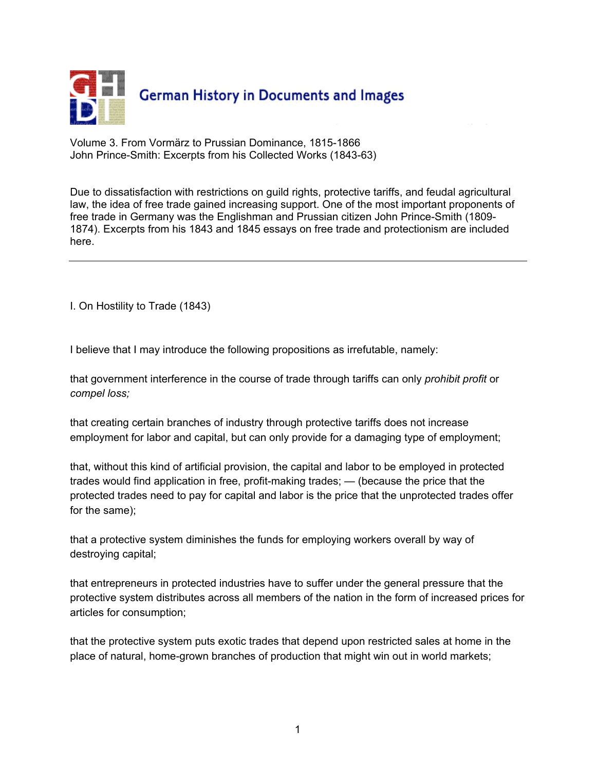Volume 3. From Vormärz to Prussian Dominance, 1815-1866
John Prince-Smith: Excerpts from his Collected Works (1843-63)

Due to dissatisfaction with restrictions on guild rights, protective tariffs, and feudal agricultural law, the idea of free trade gained increasing support. One of the most important proponents of free trade in Germany was the Englishman and Prussian citizen John Prince-Smith (1809-1874). Excerpts from his 1843 and 1845 essays on free trade and protectionism are included here.

---

## I. On Hostility to Trade (1843)

I believe that I may introduce the following propositions as irrefutable, namely:

that government interference in the course of trade through tariffs can only *prohibit profit* or *compel loss;*

that creating certain branches of industry through protective tariffs does not increase employment for labor and capital, but can only provide for a damaging type of employment;

that, without this kind of artificial provision, the capital and labor to be employed in protected trades would find application in free, profit-making trades; — (because the price that the protected trades need to pay for capital and labor is the price that the unprotected trades offer for the same);

that a protective system diminishes the funds for employing workers overall by way of destroying capital;

that entrepreneurs in protected industries have to suffer under the general pressure that the protective system distributes across all members of the nation in the form of increased prices for articles for consumption;

that the protective system puts exotic trades that depend upon restricted sales at home in the place of natural, home-grown branches of production that might win out in world markets;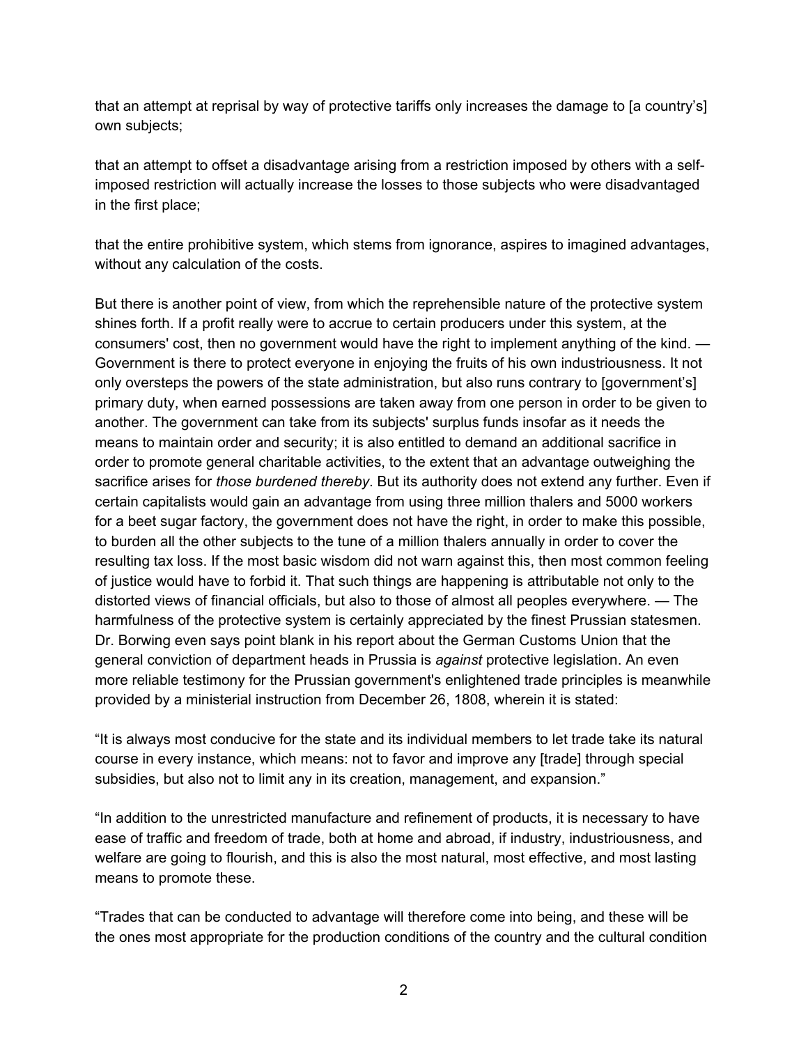that an attempt at reprisal by way of protective tariffs only increases the damage to [a country's] own subjects;

that an attempt to offset a disadvantage arising from a restriction imposed by others with a self-imposed restriction will actually increase the losses to those subjects who were disadvantaged in the first place;

that the entire prohibitive system, which stems from ignorance, aspires to imagined advantages, without any calculation of the costs.

But there is another point of view, from which the reprehensible nature of the protective system shines forth. If a profit really were to accrue to certain producers under this system, at the consumers' cost, then no government would have the right to implement anything of the kind. — Government is there to protect everyone in enjoying the fruits of his own industriousness. It not only oversteps the powers of the state administration, but also runs contrary to [government's] primary duty, when earned possessions are taken away from one person in order to be given to another. The government can take from its subjects' surplus funds insofar as it needs the means to maintain order and security; it is also entitled to demand an additional sacrifice in order to promote general charitable activities, to the extent that an advantage outweighing the sacrifice arises for *those burdened thereby*. But its authority does not extend any further. Even if certain capitalists would gain an advantage from using three million thalers and 5000 workers for a beet sugar factory, the government does not have the right, in order to make this possible, to burden all the other subjects to the tune of a million thalers annually in order to cover the resulting tax loss. If the most basic wisdom did not warn against this, then most common feeling of justice would have to forbid it. That such things are happening is attributable not only to the distorted views of financial officials, but also to those of almost all peoples everywhere. — The harmfulness of the protective system is certainly appreciated by the finest Prussian statesmen. Dr. Borwing even says point blank in his report about the German Customs Union that the general conviction of department heads in Prussia is *against* protective legislation. An even more reliable testimony for the Prussian government's enlightened trade principles is meanwhile provided by a ministerial instruction from December 26, 1808, wherein it is stated:

"It is always most conducive for the state and its individual members to let trade take its natural course in every instance, which means: not to favor and improve any [trade] through special subsidies, but also not to limit any in its creation, management, and expansion."

"In addition to the unrestricted manufacture and refinement of products, it is necessary to have ease of traffic and freedom of trade, both at home and abroad, if industry, industriousness, and welfare are going to flourish, and this is also the most natural, most effective, and most lasting means to promote these.

"Trades that can be conducted to advantage will therefore come into being, and these will be the ones most appropriate for the production conditions of the country and the cultural condition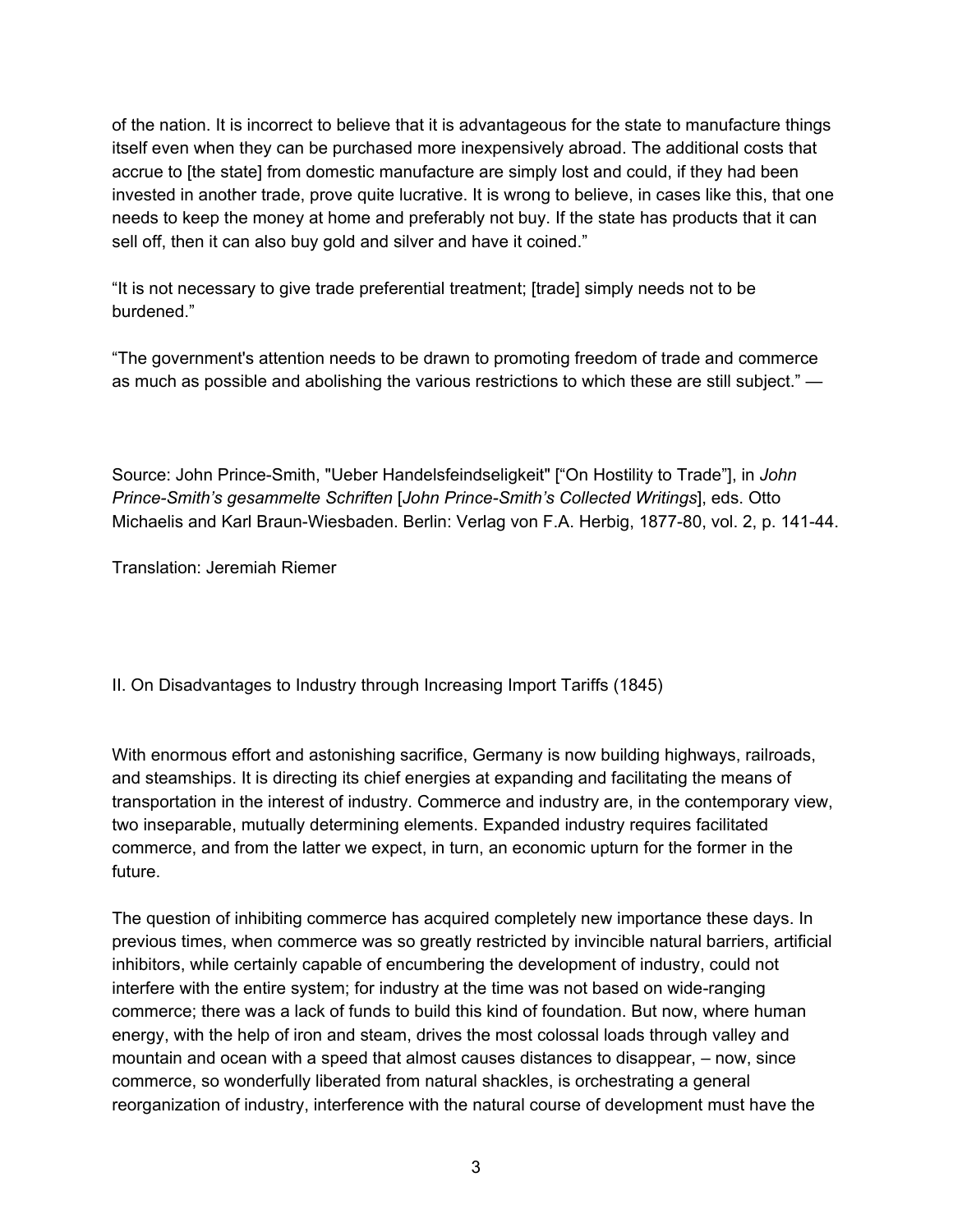of the nation. It is incorrect to believe that it is advantageous for the state to manufacture things itself even when they can be purchased more inexpensively abroad. The additional costs that accrue to [the state] from domestic manufacture are simply lost and could, if they had been invested in another trade, prove quite lucrative. It is wrong to believe, in cases like this, that one needs to keep the money at home and preferably not buy. If the state has products that it can sell off, then it can also buy gold and silver and have it coined."

"It is not necessary to give trade preferential treatment; [trade] simply needs not to be burdened."

"The government's attention needs to be drawn to promoting freedom of trade and commerce as much as possible and abolishing the various restrictions to which these are still subject." —

Source: John Prince-Smith, "Ueber Handelsfeindseligkeit" ["On Hostility to Trade"], in *John Prince-Smith's gesammelte Schriften* [*John Prince-Smith's Collected Writings*], eds. Otto Michaelis and Karl Braun-Wiesbaden. Berlin: Verlag von F.A. Herbig, 1877-80, vol. 2, p. 141-44.

Translation: Jeremiah Riemer

## II. On Disadvantages to Industry through Increasing Import Tariffs (1845)

With enormous effort and astonishing sacrifice, Germany is now building highways, railroads, and steamships. It is directing its chief energies at expanding and facilitating the means of transportation in the interest of industry. Commerce and industry are, in the contemporary view, two inseparable, mutually determining elements. Expanded industry requires facilitated commerce, and from the latter we expect, in turn, an economic upturn for the former in the future.

The question of inhibiting commerce has acquired completely new importance these days. In previous times, when commerce was so greatly restricted by invincible natural barriers, artificial inhibitors, while certainly capable of encumbering the development of industry, could not interfere with the entire system; for industry at the time was not based on wide-ranging commerce; there was a lack of funds to build this kind of foundation. But now, where human energy, with the help of iron and steam, drives the most colossal loads through valley and mountain and ocean with a speed that almost causes distances to disappear, – now, since commerce, so wonderfully liberated from natural shackles, is orchestrating a general reorganization of industry, interference with the natural course of development must have the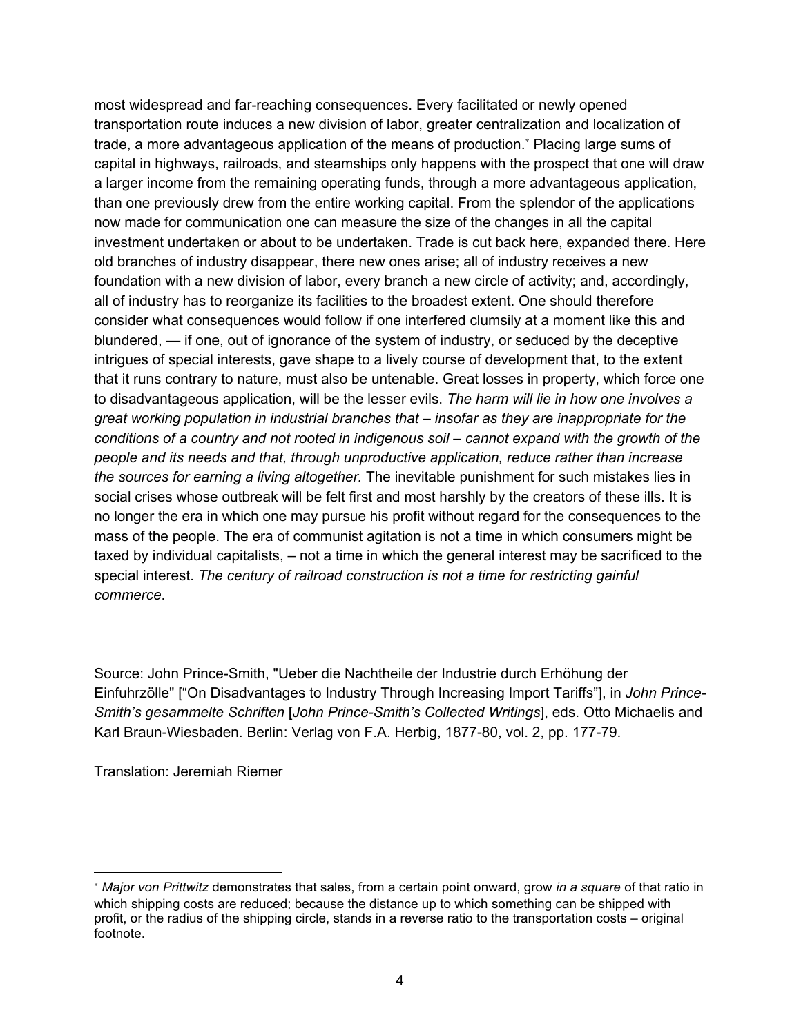most widespread and far-reaching consequences. Every facilitated or newly opened transportation route induces a new division of labor, greater centralization and localization of trade, a more advantageous application of the means of production.* Placing large sums of capital in highways, railroads, and steamships only happens with the prospect that one will draw a larger income from the remaining operating funds, through a more advantageous application, than one previously drew from the entire working capital. From the splendor of the applications now made for communication one can measure the size of the changes in all the capital investment undertaken or about to be undertaken. Trade is cut back here, expanded there. Here old branches of industry disappear, there new ones arise; all of industry receives a new foundation with a new division of labor, every branch a new circle of activity; and, accordingly, all of industry has to reorganize its facilities to the broadest extent. One should therefore consider what consequences would follow if one interfered clumsily at a moment like this and blundered, — if one, out of ignorance of the system of industry, or seduced by the deceptive intrigues of special interests, gave shape to a lively course of development that, to the extent that it runs contrary to nature, must also be untenable. Great losses in property, which force one to disadvantageous application, will be the lesser evils. *The harm will lie in how one involves a great working population in industrial branches that – insofar as they are inappropriate for the conditions of a country and not rooted in indigenous soil – cannot expand with the growth of the people and its needs and that, through unproductive application, reduce rather than increase the sources for earning a living altogether.* The inevitable punishment for such mistakes lies in social crises whose outbreak will be felt first and most harshly by the creators of these ills. It is no longer the era in which one may pursue his profit without regard for the consequences to the mass of the people. The era of communist agitation is not a time in which consumers might be taxed by individual capitalists, – not a time in which the general interest may be sacrificed to the special interest. *The century of railroad construction is not a time for restricting gainful commerce*.

Source: John Prince-Smith, "Ueber die Nachtheile der Industrie durch Erhöhung der Einfuhrzölle" ["On Disadvantages to Industry Through Increasing Import Tariffs"], in *John Prince-Smith's gesammelte Schriften* [*John Prince-Smith's Collected Writings*], eds. Otto Michaelis and Karl Braun-Wiesbaden. Berlin: Verlag von F.A. Herbig, 1877-80, vol. 2, pp. 177-79.

Translation: Jeremiah Riemer

---

\* *Major von Prittwitz* demonstrates that sales, from a certain point onward, grow *in a square* of that ratio in which shipping costs are reduced; because the distance up to which something can be shipped with profit, or the radius of the shipping circle, stands in a reverse ratio to the transportation costs – original footnote.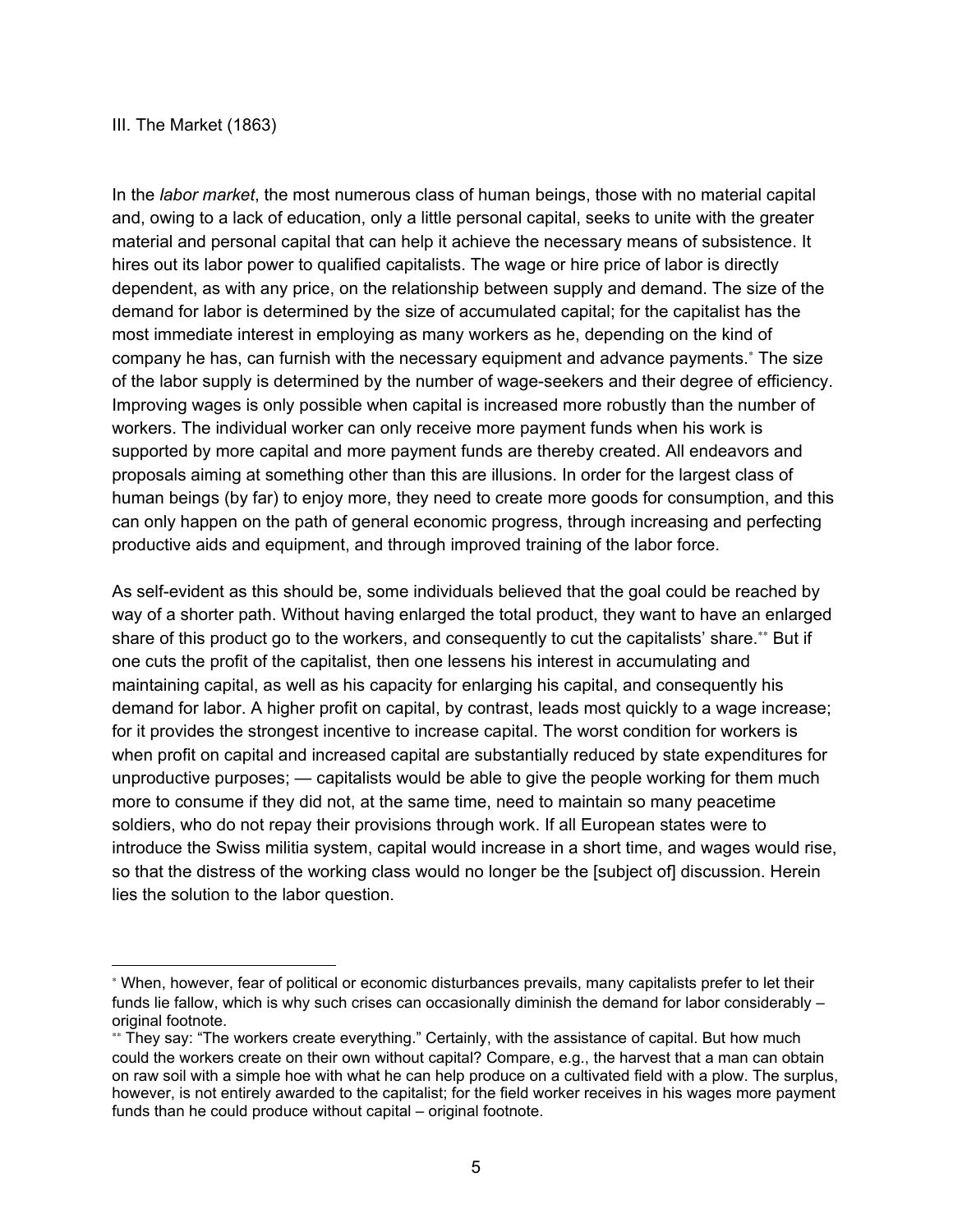III. The Market (1863)

In the *labor market*, the most numerous class of human beings, those with no material capital and, owing to a lack of education, only a little personal capital, seeks to unite with the greater material and personal capital that can help it achieve the necessary means of subsistence. It hires out its labor power to qualified capitalists. The wage or hire price of labor is directly dependent, as with any price, on the relationship between supply and demand. The size of the demand for labor is determined by the size of accumulated capital; for the capitalist has the most immediate interest in employing as many workers as he, depending on the kind of company he has, can furnish with the necessary equipment and advance payments.[*] The size of the labor supply is determined by the number of wage-seekers and their degree of efficiency. Improving wages is only possible when capital is increased more robustly than the number of workers. The individual worker can only receive more payment funds when his work is supported by more capital and more payment funds are thereby created. All endeavors and proposals aiming at something other than this are illusions. In order for the largest class of human beings (by far) to enjoy more, they need to create more goods for consumption, and this can only happen on the path of general economic progress, through increasing and perfecting productive aids and equipment, and through improved training of the labor force.

As self-evident as this should be, some individuals believed that the goal could be reached by way of a shorter path. Without having enlarged the total product, they want to have an enlarged share of this product go to the workers, and consequently to cut the capitalists' share.[**] But if one cuts the profit of the capitalist, then one lessens his interest in accumulating and maintaining capital, as well as his capacity for enlarging his capital, and consequently his demand for labor. A higher profit on capital, by contrast, leads most quickly to a wage increase; for it provides the strongest incentive to increase capital. The worst condition for workers is when profit on capital and increased capital are substantially reduced by state expenditures for unproductive purposes; — capitalists would be able to give the people working for them much more to consume if they did not, at the same time, need to maintain so many peacetime soldiers, who do not repay their provisions through work. If all European states were to introduce the Swiss militia system, capital would increase in a short time, and wages would rise, so that the distress of the working class would no longer be the [subject of] discussion. Herein lies the solution to the labor question.

---

[*] When, however, fear of political or economic disturbances prevails, many capitalists prefer to let their funds lie fallow, which is why such crises can occasionally diminish the demand for labor considerably – original footnote.

[**] They say: "The workers create everything." Certainly, with the assistance of capital. But how much could the workers create on their own without capital? Compare, e.g., the harvest that a man can obtain on raw soil with a simple hoe with what he can help produce on a cultivated field with a plow. The surplus, however, is not entirely awarded to the capitalist; for the field worker receives in his wages more payment funds than he could produce without capital – original footnote.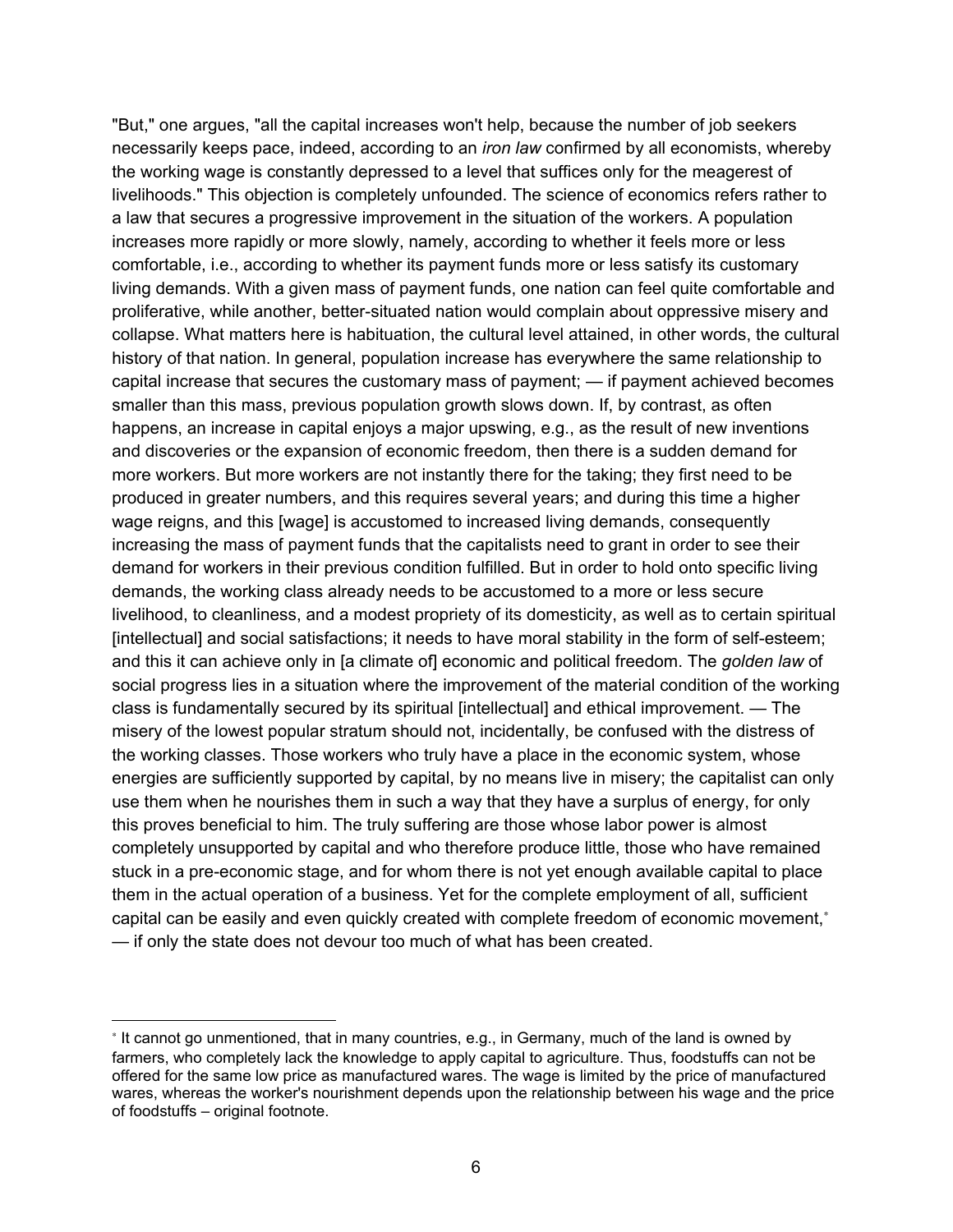"But," one argues, "all the capital increases won't help, because the number of job seekers necessarily keeps pace, indeed, according to an *iron law* confirmed by all economists, whereby the working wage is constantly depressed to a level that suffices only for the meagerest of livelihoods." This objection is completely unfounded. The science of economics refers rather to a law that secures a progressive improvement in the situation of the workers. A population increases more rapidly or more slowly, namely, according to whether it feels more or less comfortable, i.e., according to whether its payment funds more or less satisfy its customary living demands. With a given mass of payment funds, one nation can feel quite comfortable and proliferative, while another, better-situated nation would complain about oppressive misery and collapse. What matters here is habituation, the cultural level attained, in other words, the cultural history of that nation. In general, population increase has everywhere the same relationship to capital increase that secures the customary mass of payment; — if payment achieved becomes smaller than this mass, previous population growth slows down. If, by contrast, as often happens, an increase in capital enjoys a major upswing, e.g., as the result of new inventions and discoveries or the expansion of economic freedom, then there is a sudden demand for more workers. But more workers are not instantly there for the taking; they first need to be produced in greater numbers, and this requires several years; and during this time a higher wage reigns, and this [wage] is accustomed to increased living demands, consequently increasing the mass of payment funds that the capitalists need to grant in order to see their demand for workers in their previous condition fulfilled. But in order to hold onto specific living demands, the working class already needs to be accustomed to a more or less secure livelihood, to cleanliness, and a modest propriety of its domesticity, as well as to certain spiritual [intellectual] and social satisfactions; it needs to have moral stability in the form of self-esteem; and this it can achieve only in [a climate of] economic and political freedom. The *golden law* of social progress lies in a situation where the improvement of the material condition of the working class is fundamentally secured by its spiritual [intellectual] and ethical improvement. — The misery of the lowest popular stratum should not, incidentally, be confused with the distress of the working classes. Those workers who truly have a place in the economic system, whose energies are sufficiently supported by capital, by no means live in misery; the capitalist can only use them when he nourishes them in such a way that they have a surplus of energy, for only this proves beneficial to him. The truly suffering are those whose labor power is almost completely unsupported by capital and who therefore produce little, those who have remained stuck in a pre-economic stage, and for whom there is not yet enough available capital to place them in the actual operation of a business. Yet for the complete employment of all, sufficient capital can be easily and even quickly created with complete freedom of economic movement,[*] — if only the state does not devour too much of what has been created.

---

[*] It cannot go unmentioned, that in many countries, e.g., in Germany, much of the land is owned by farmers, who completely lack the knowledge to apply capital to agriculture. Thus, foodstuffs can not be offered for the same low price as manufactured wares. The wage is limited by the price of manufactured wares, whereas the worker's nourishment depends upon the relationship between his wage and the price of foodstuffs – original footnote.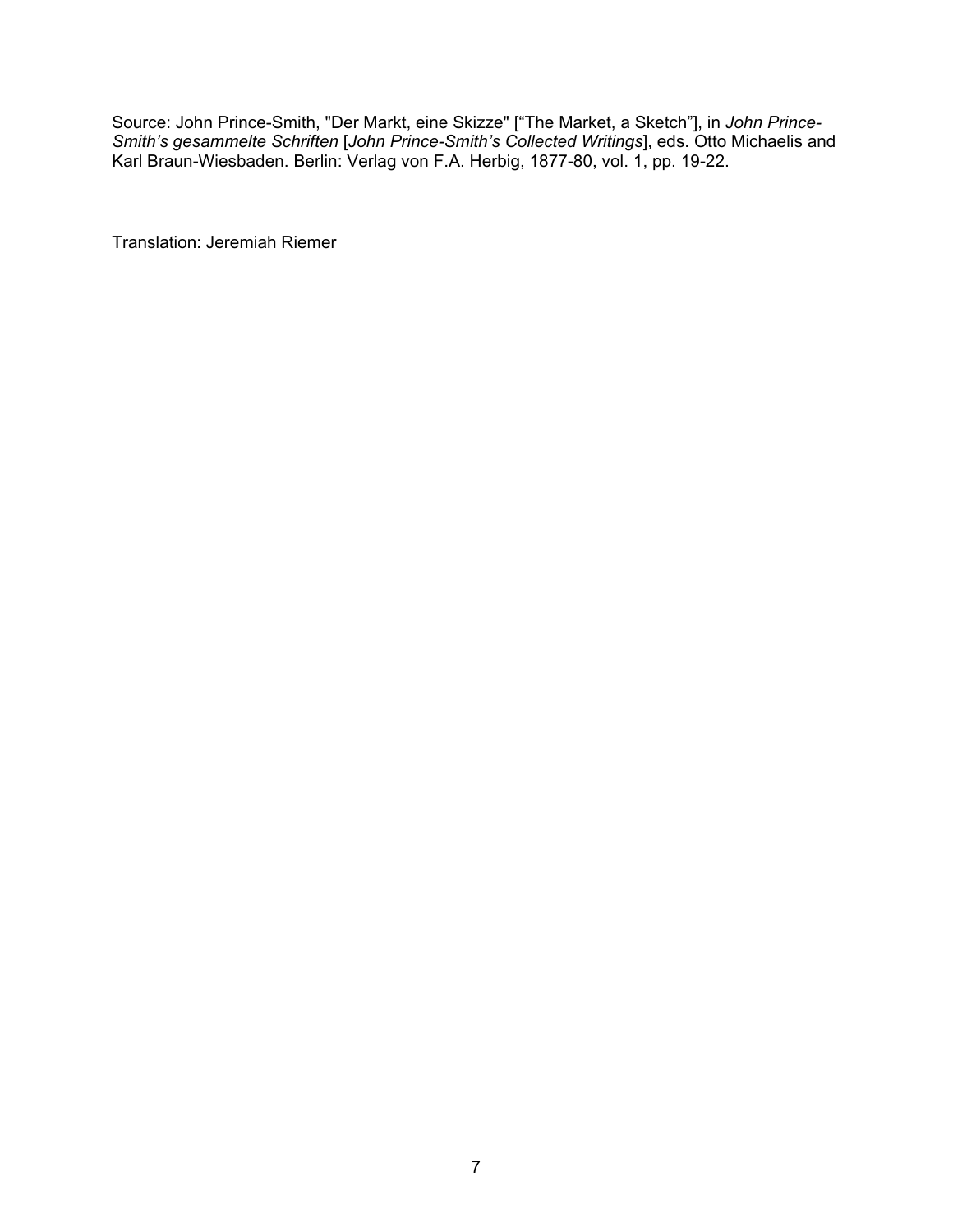Source: John Prince-Smith, "Der Markt, eine Skizze" ["The Market, a Sketch"], in *John Prince-Smith's gesammelte Schriften* [*John Prince-Smith's Collected Writings*], eds. Otto Michaelis and Karl Braun-Wiesbaden. Berlin: Verlag von F.A. Herbig, 1877-80, vol. 1, pp. 19-22.

Translation: Jeremiah Riemer